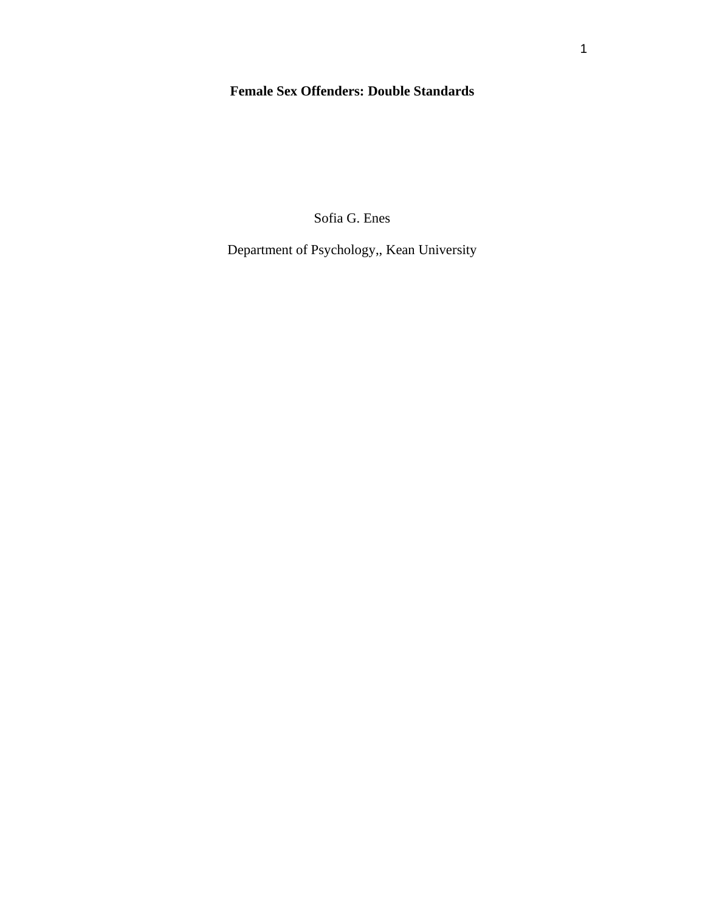# **Female Sex Offenders: Double Standards**

Sofia G. Enes

Department of Psychology,, Kean University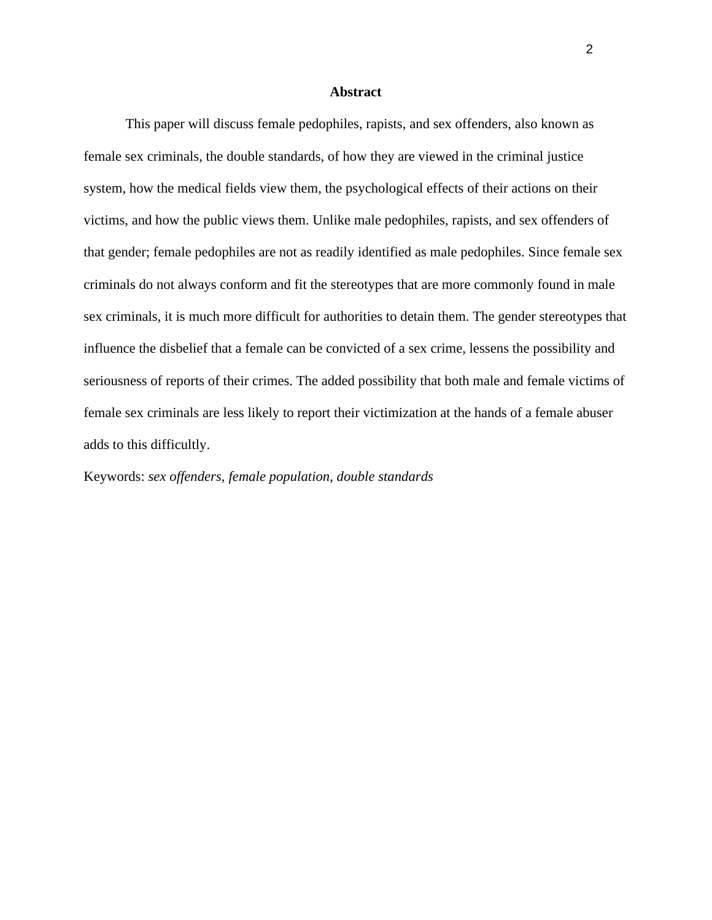## Abstract

This paper will discuss female pedophiles, rapists, and sex offenders, also known as female sex criminals, the double standards, of how they are viewed in the criminal justice system, how the medical fields view them, the psychological effects of their actions on their victims, and how the public views them. Unlike male pedophiles, rapists, and sex offenders of that gender; female pedophiles are not as readily identified as male pedophiles. Since female sex criminals do not always conform and fit the stereotypes that are more commonly found in male sex criminals, it is much more difficult for authorities to detain them. The gender stereotypes that influence the disbelief that a female can be convicted of a sex crime, lessens the possibility and seriousness of reports of their crimes. The added possibility that both male and female victims of female sex criminals are less likely to report their victimization at the hands of a female abuser adds to this difficultly.

Keywords: *sex offenders, female population, double standards*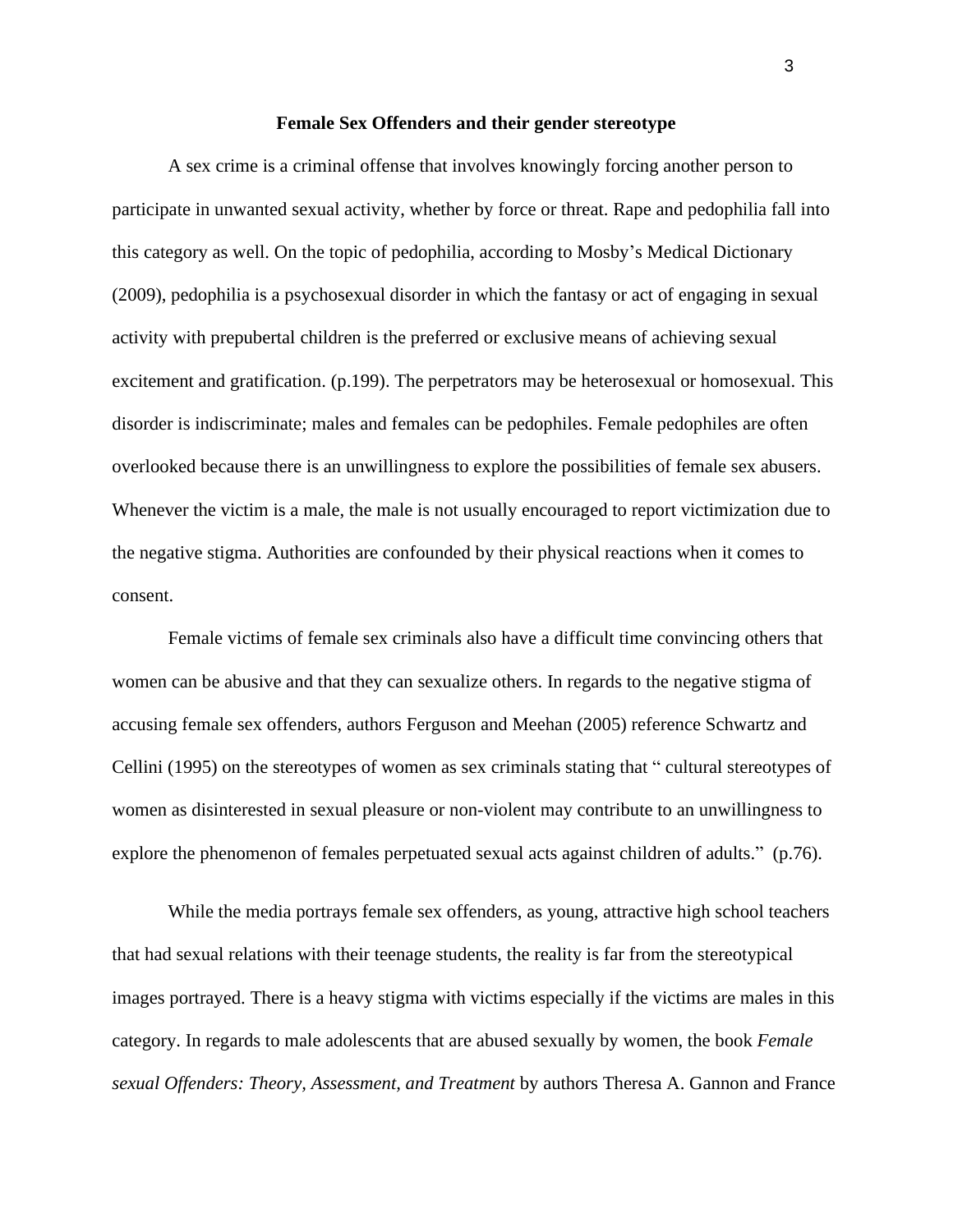# Female Sex Offenders and their gender stereotype

A sex crime is a criminal offense that involves knowingly forcing another person to participate in unwanted sexual activity, whether by force or threat. Rape and pedophilia fall into this category as well. On the topic of pedophilia, according to Mosby's Medical Dictionary (2009), pedophilia is a psychosexual disorder in which the fantasy or act of engaging in sexual activity with prepubertal children is the preferred or exclusive means of achieving sexual excitement and gratification. (p.199). The perpetrators may be heterosexual or homosexual. This disorder is indiscriminate; males and females can be pedophiles. Female pedophiles are often overlooked because there is an unwillingness to explore the possibilities of female sex abusers. Whenever the victim is a male, the male is not usually encouraged to report victimization due to the negative stigma. Authorities are confounded by their physical reactions when it comes to consent.

Female victims of female sex criminals also have a difficult time convincing others that women can be abusive and that they can sexualize others. In regards to the negative stigma of accusing female sex offenders, authors Ferguson and Meehan (2005) reference Schwartz and Cellini (1995) on the stereotypes of women as sex criminals stating that " cultural stereotypes of women as disinterested in sexual pleasure or non-violent may contribute to an unwillingness to explore the phenomenon of females perpetuated sexual acts against children of adults." (p.76).

While the media portrays female sex offenders, as young, attractive high school teachers that had sexual relations with their teenage students, the reality is far from the stereotypical images portrayed. There is a heavy stigma with victims especially if the victims are males in this category. In regards to male adolescents that are abused sexually by women, the book *Female sexual Offenders: Theory, Assessment, and Treatment* by authors Theresa A. Gannon and France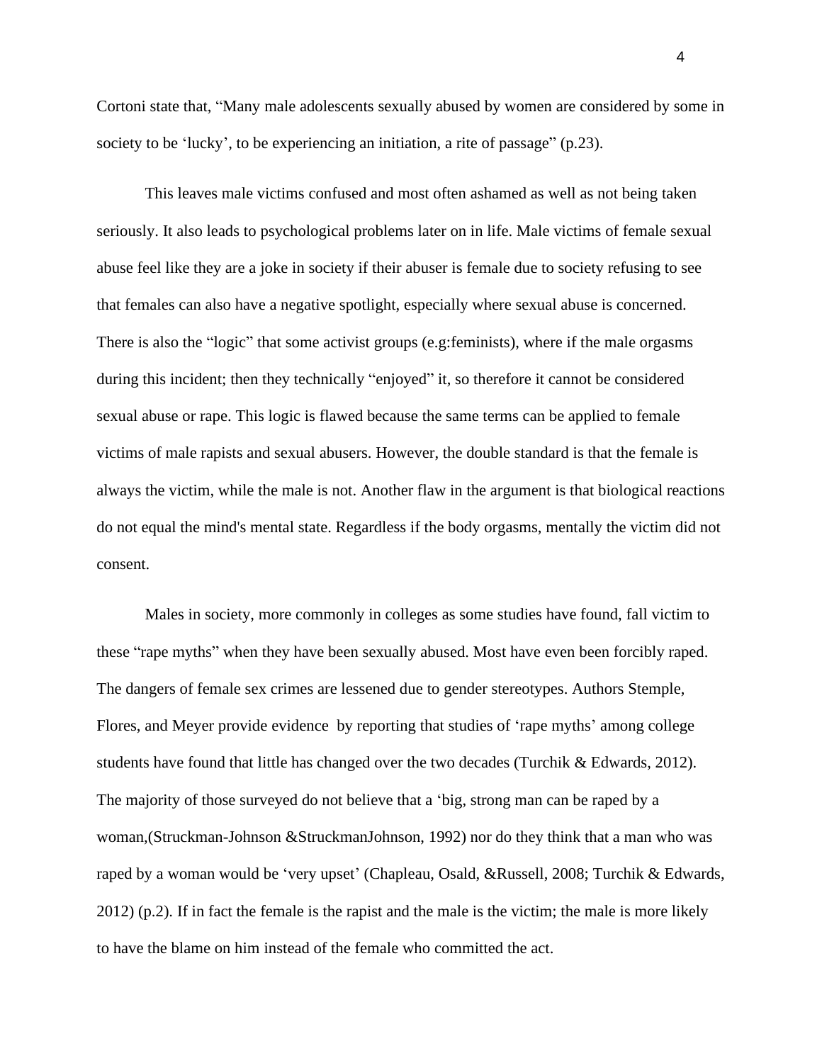Cortoni state that, “Many male adolescents sexually abused by women are considered by some in society to be ‘lucky’, to be experiencing an initiation, a rite of passage” (p.23).

This leaves male victims confused and most often ashamed as well as not being taken seriously. It also leads to psychological problems later on in life. Male victims of female sexual abuse feel like they are a joke in society if their abuser is female due to society refusing to see that females can also have a negative spotlight, especially where sexual abuse is concerned. There is also the “logic” that some activist groups (e.g:feminists), where if the male orgasms during this incident; then they technically “enjoyed” it, so therefore it cannot be considered sexual abuse or rape. This logic is flawed because the same terms can be applied to female victims of male rapists and sexual abusers. However, the double standard is that the female is always the victim, while the male is not. Another flaw in the argument is that biological reactions do not equal the mind's mental state. Regardless if the body orgasms, mentally the victim did not consent.

Males in society, more commonly in colleges as some studies have found, fall victim to these “rape myths” when they have been sexually abused. Most have even been forcibly raped. The dangers of female sex crimes are lessened due to gender stereotypes. Authors Stemple, Flores, and Meyer provide evidence by reporting that studies of ‘rape myths’ among college students have found that little has changed over the two decades (Turchik & Edwards, 2012). The majority of those surveyed do not believe that a ‘big, strong man can be raped by a woman,(Struckman-Johnson &StruckmanJohnson, 1992) nor do they think that a man who was raped by a woman would be ‘very upset’ (Chapleau, Osald, &Russell, 2008; Turchik & Edwards, 2012) (p.2). If in fact the female is the rapist and the male is the victim; the male is more likely to have the blame on him instead of the female who committed the act.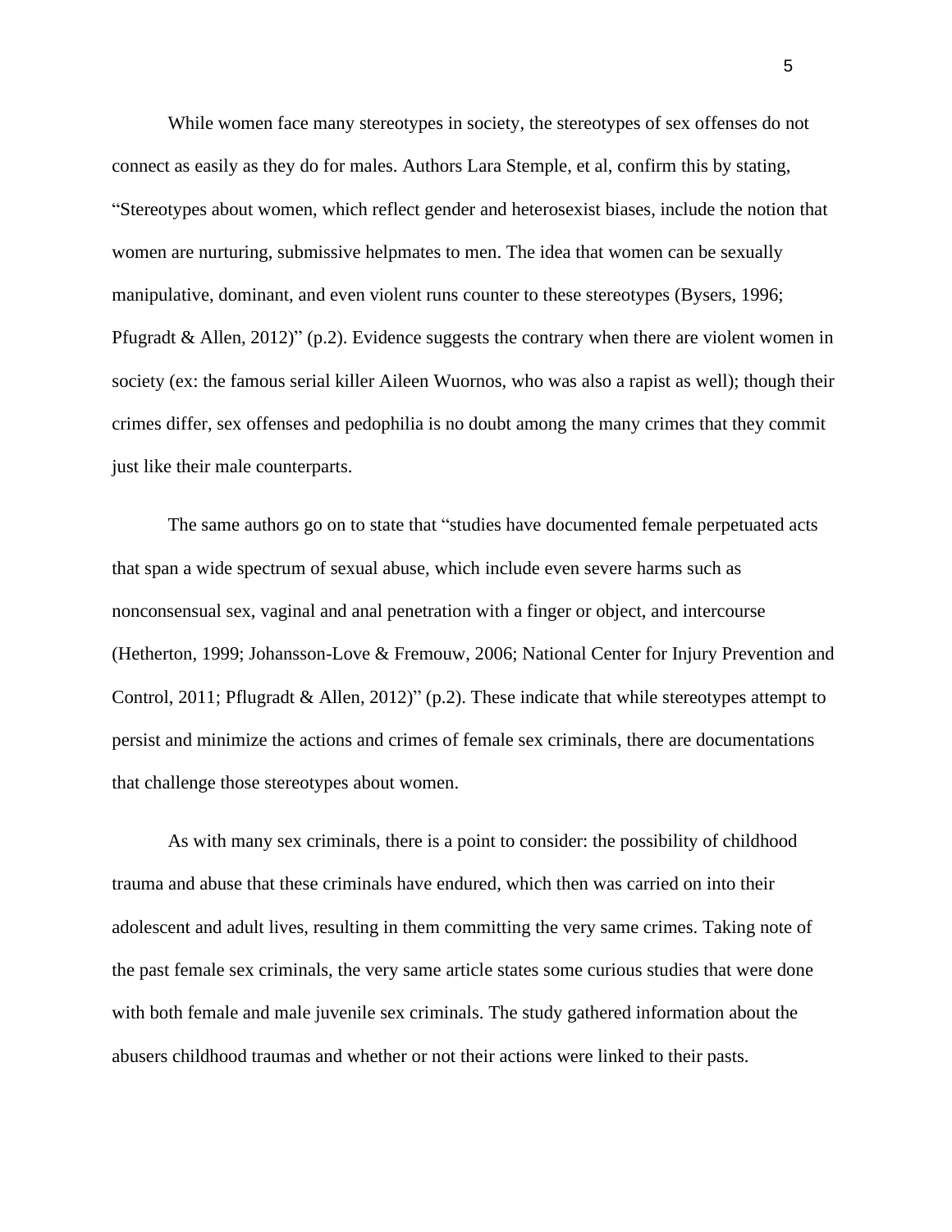While women face many stereotypes in society, the stereotypes of sex offenses do not connect as easily as they do for males. Authors Lara Stemple, et al, confirm this by stating, "Stereotypes about women, which reflect gender and heterosexist biases, include the notion that women are nurturing, submissive helpmates to men. The idea that women can be sexually manipulative, dominant, and even violent runs counter to these stereotypes (Bysers, 1996; Pfugradt & Allen, 2012)" (p.2). Evidence suggests the contrary when there are violent women in society (ex: the famous serial killer Aileen Wuornos, who was also a rapist as well); though their crimes differ, sex offenses and pedophilia is no doubt among the many crimes that they commit just like their male counterparts.

The same authors go on to state that "studies have documented female perpetuated acts that span a wide spectrum of sexual abuse, which include even severe harms such as nonconsensual sex, vaginal and anal penetration with a finger or object, and intercourse (Hetherton, 1999; Johansson-Love & Fremouw, 2006; National Center for Injury Prevention and Control, 2011; Pflugradt & Allen, 2012)" (p.2). These indicate that while stereotypes attempt to persist and minimize the actions and crimes of female sex criminals, there are documentations that challenge those stereotypes about women.

As with many sex criminals, there is a point to consider: the possibility of childhood trauma and abuse that these criminals have endured, which then was carried on into their adolescent and adult lives, resulting in them committing the very same crimes. Taking note of the past female sex criminals, the very same article states some curious studies that were done with both female and male juvenile sex criminals. The study gathered information about the abusers childhood traumas and whether or not their actions were linked to their pasts.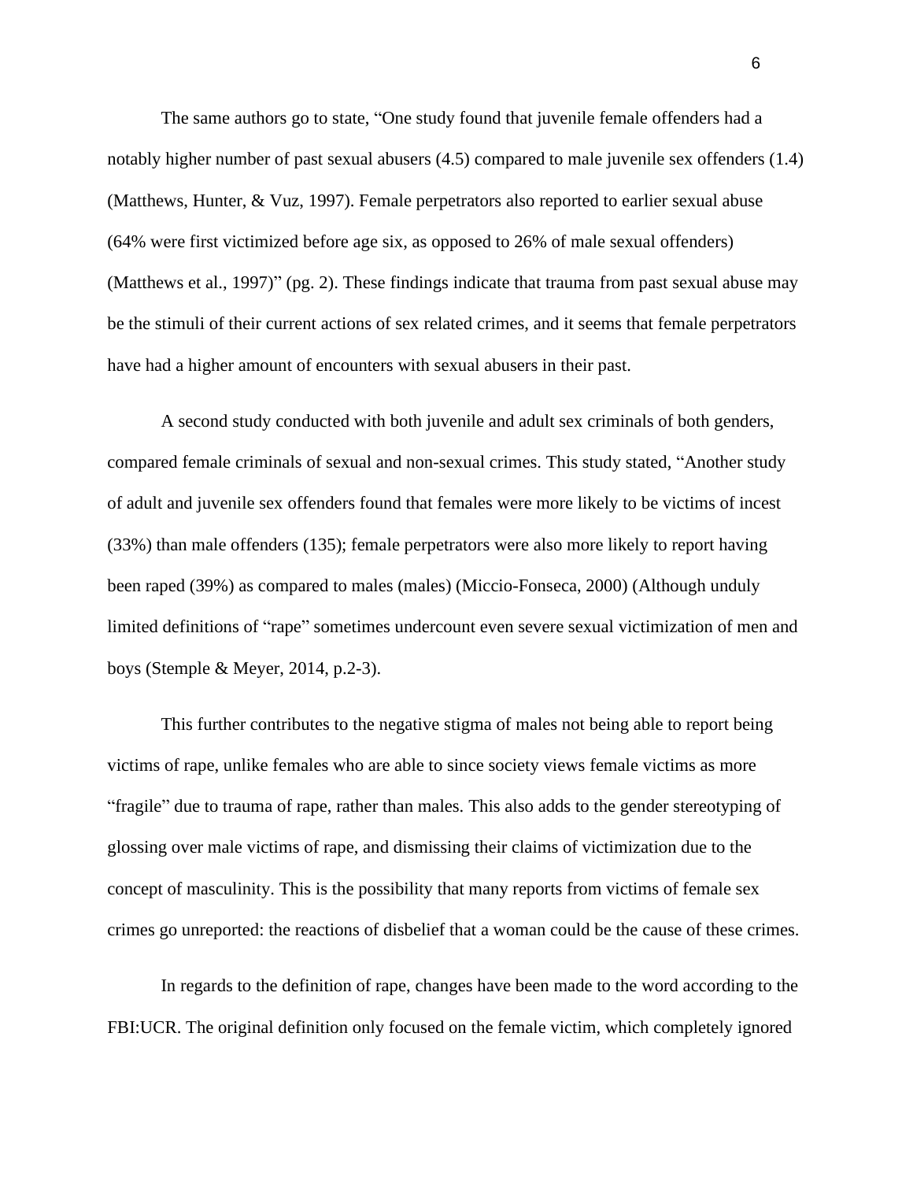The same authors go to state, "One study found that juvenile female offenders had a notably higher number of past sexual abusers (4.5) compared to male juvenile sex offenders (1.4) (Matthews, Hunter, & Vuz, 1997). Female perpetrators also reported to earlier sexual abuse (64% were first victimized before age six, as opposed to 26% of male sexual offenders) (Matthews et al., 1997)" (pg. 2). These findings indicate that trauma from past sexual abuse may be the stimuli of their current actions of sex related crimes, and it seems that female perpetrators have had a higher amount of encounters with sexual abusers in their past.

A second study conducted with both juvenile and adult sex criminals of both genders, compared female criminals of sexual and non-sexual crimes. This study stated, "Another study of adult and juvenile sex offenders found that females were more likely to be victims of incest (33%) than male offenders (135); female perpetrators were also more likely to report having been raped (39%) as compared to males (males) (Miccio-Fonseca, 2000) (Although unduly limited definitions of "rape" sometimes undercount even severe sexual victimization of men and boys (Stemple & Meyer, 2014, p.2-3).

This further contributes to the negative stigma of males not being able to report being victims of rape, unlike females who are able to since society views female victims as more "fragile" due to trauma of rape, rather than males. This also adds to the gender stereotyping of glossing over male victims of rape, and dismissing their claims of victimization due to the concept of masculinity. This is the possibility that many reports from victims of female sex crimes go unreported: the reactions of disbelief that a woman could be the cause of these crimes.

In regards to the definition of rape, changes have been made to the word according to the FBI:UCR. The original definition only focused on the female victim, which completely ignored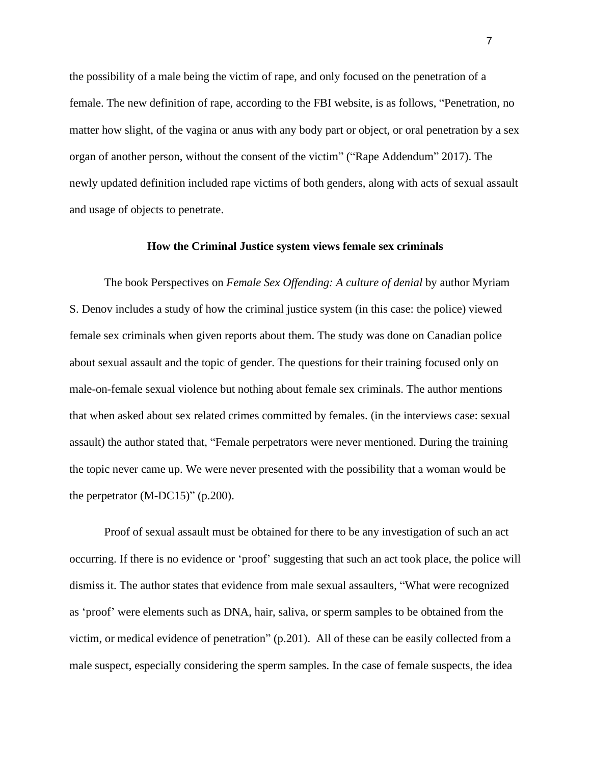the possibility of a male being the victim of rape, and only focused on the penetration of a female. The new definition of rape, according to the FBI website, is as follows, "Penetration, no matter how slight, of the vagina or anus with any body part or object, or oral penetration by a sex organ of another person, without the consent of the victim" ("Rape Addendum" 2017). The newly updated definition included rape victims of both genders, along with acts of sexual assault and usage of objects to penetrate.

## How the Criminal Justice system views female sex criminals

The book Perspectives on *Female Sex Offending: A culture of denial* by author Myriam S. Denov includes a study of how the criminal justice system (in this case: the police) viewed female sex criminals when given reports about them. The study was done on Canadian police about sexual assault and the topic of gender. The questions for their training focused only on male-on-female sexual violence but nothing about female sex criminals. The author mentions that when asked about sex related crimes committed by females. (in the interviews case: sexual assault) the author stated that, "Female perpetrators were never mentioned. During the training the topic never came up. We were never presented with the possibility that a woman would be the perpetrator (M-DC15)" (p.200).

Proof of sexual assault must be obtained for there to be any investigation of such an act occurring. If there is no evidence or 'proof' suggesting that such an act took place, the police will dismiss it. The author states that evidence from male sexual assaulters, "What were recognized as 'proof' were elements such as DNA, hair, saliva, or sperm samples to be obtained from the victim, or medical evidence of penetration" (p.201). All of these can be easily collected from a male suspect, especially considering the sperm samples. In the case of female suspects, the idea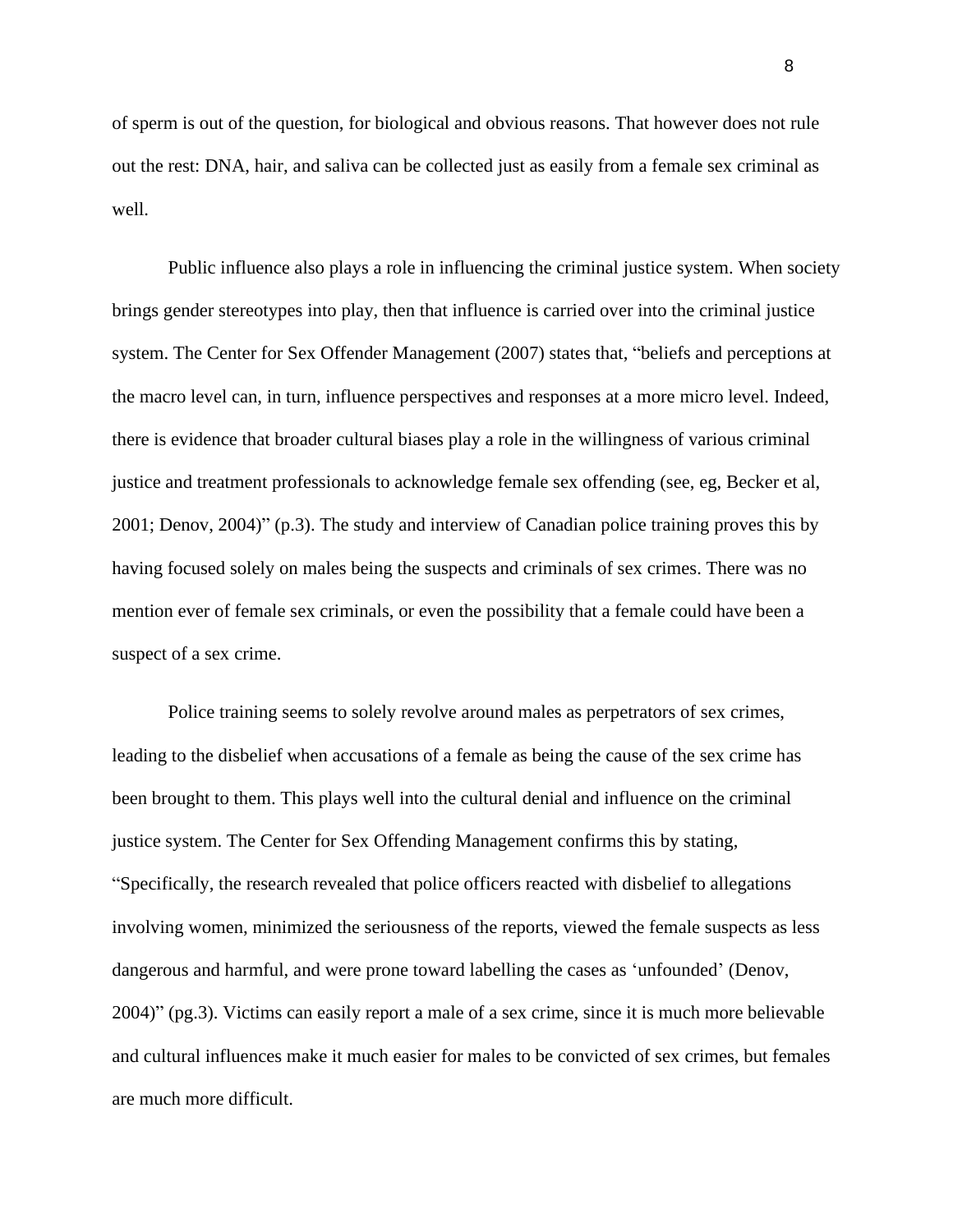of sperm is out of the question, for biological and obvious reasons. That however does not rule out the rest: DNA, hair, and saliva can be collected just as easily from a female sex criminal as well.

Public influence also plays a role in influencing the criminal justice system. When society brings gender stereotypes into play, then that influence is carried over into the criminal justice system. The Center for Sex Offender Management (2007) states that, "beliefs and perceptions at the macro level can, in turn, influence perspectives and responses at a more micro level. Indeed, there is evidence that broader cultural biases play a role in the willingness of various criminal justice and treatment professionals to acknowledge female sex offending (see, eg, Becker et al, 2001; Denov, 2004)" (p.3). The study and interview of Canadian police training proves this by having focused solely on males being the suspects and criminals of sex crimes. There was no mention ever of female sex criminals, or even the possibility that a female could have been a suspect of a sex crime.

Police training seems to solely revolve around males as perpetrators of sex crimes, leading to the disbelief when accusations of a female as being the cause of the sex crime has been brought to them. This plays well into the cultural denial and influence on the criminal justice system. The Center for Sex Offending Management confirms this by stating, "Specifically, the research revealed that police officers reacted with disbelief to allegations involving women, minimized the seriousness of the reports, viewed the female suspects as less dangerous and harmful, and were prone toward labelling the cases as 'unfounded' (Denov, 2004)" (pg.3). Victims can easily report a male of a sex crime, since it is much more believable and cultural influences make it much easier for males to be convicted of sex crimes, but females are much more difficult.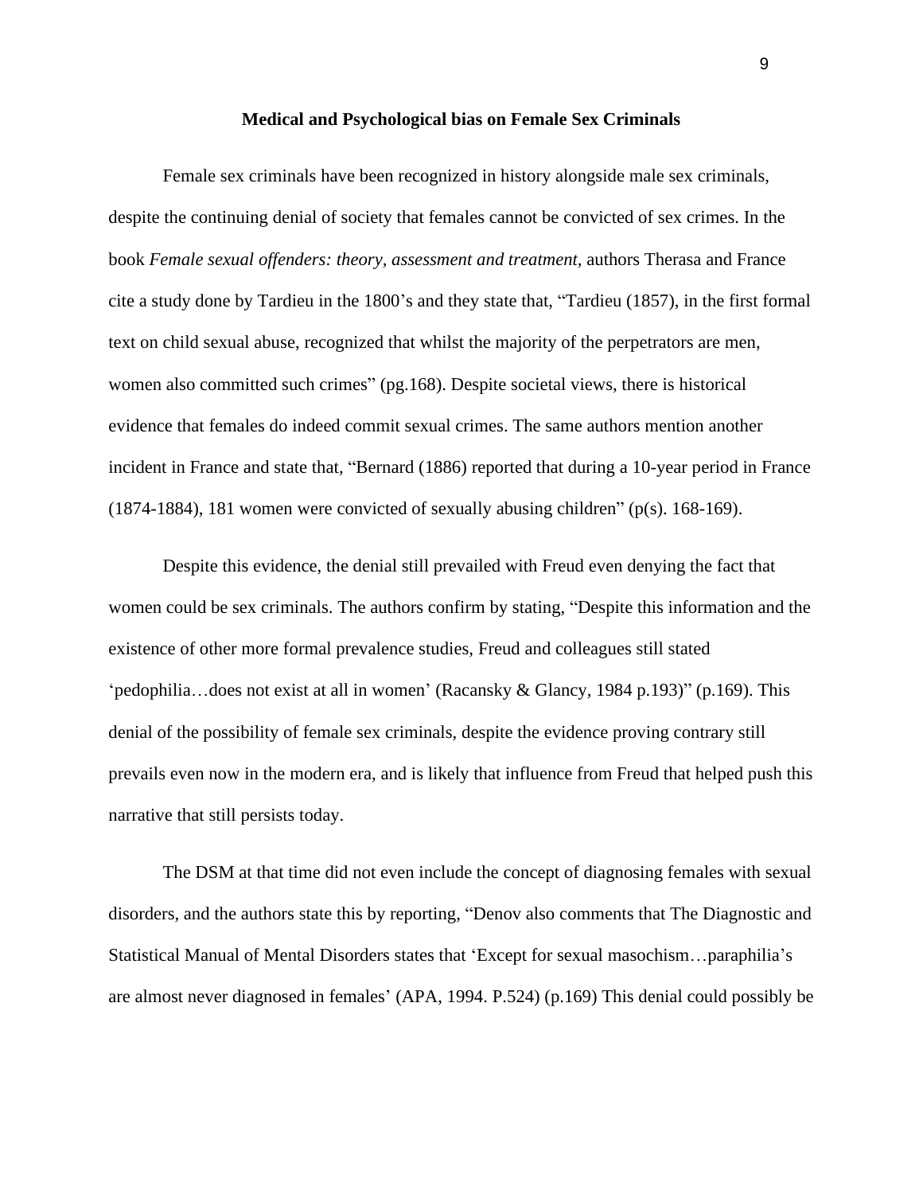## Medical and Psychological bias on Female Sex Criminals

Female sex criminals have been recognized in history alongside male sex criminals, despite the continuing denial of society that females cannot be convicted of sex crimes. In the book *Female sexual offenders: theory, assessment and treatment,* authors Therasa and France cite a study done by Tardieu in the 1800's and they state that, "Tardieu (1857), in the first formal text on child sexual abuse, recognized that whilst the majority of the perpetrators are men, women also committed such crimes" (pg.168). Despite societal views, there is historical evidence that females do indeed commit sexual crimes. The same authors mention another incident in France and state that, "Bernard (1886) reported that during a 10-year period in France (1874-1884), 181 women were convicted of sexually abusing children" (p(s). 168-169).

Despite this evidence, the denial still prevailed with Freud even denying the fact that women could be sex criminals. The authors confirm by stating, "Despite this information and the existence of other more formal prevalence studies, Freud and colleagues still stated 'pedophilia…does not exist at all in women' (Racansky & Glancy, 1984 p.193)" (p.169). This denial of the possibility of female sex criminals, despite the evidence proving contrary still prevails even now in the modern era, and is likely that influence from Freud that helped push this narrative that still persists today.

The DSM at that time did not even include the concept of diagnosing females with sexual disorders, and the authors state this by reporting, "Denov also comments that The Diagnostic and Statistical Manual of Mental Disorders states that 'Except for sexual masochism…paraphilia's are almost never diagnosed in females' (APA, 1994. P.524) (p.169) This denial could possibly be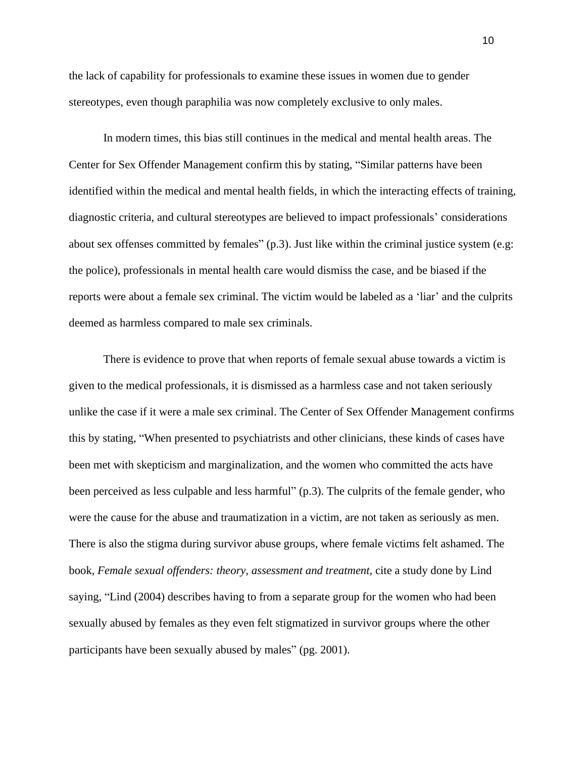the lack of capability for professionals to examine these issues in women due to gender stereotypes, even though paraphilia was now completely exclusive to only males.

In modern times, this bias still continues in the medical and mental health areas. The Center for Sex Offender Management confirm this by stating, "Similar patterns have been identified within the medical and mental health fields, in which the interacting effects of training, diagnostic criteria, and cultural stereotypes are believed to impact professionals' considerations about sex offenses committed by females" (p.3). Just like within the criminal justice system (e.g: the police), professionals in mental health care would dismiss the case, and be biased if the reports were about a female sex criminal. The victim would be labeled as a 'liar' and the culprits deemed as harmless compared to male sex criminals.

There is evidence to prove that when reports of female sexual abuse towards a victim is given to the medical professionals, it is dismissed as a harmless case and not taken seriously unlike the case if it were a male sex criminal. The Center of Sex Offender Management confirms this by stating, "When presented to psychiatrists and other clinicians, these kinds of cases have been met with skepticism and marginalization, and the women who committed the acts have been perceived as less culpable and less harmful" (p.3). The culprits of the female gender, who were the cause for the abuse and traumatization in a victim, are not taken as seriously as men. There is also the stigma during survivor abuse groups, where female victims felt ashamed. The book, *Female sexual offenders: theory, assessment and treatment,* cite a study done by Lind saying, "Lind (2004) describes having to from a separate group for the women who had been sexually abused by females as they even felt stigmatized in survivor groups where the other participants have been sexually abused by males" (pg. 2001).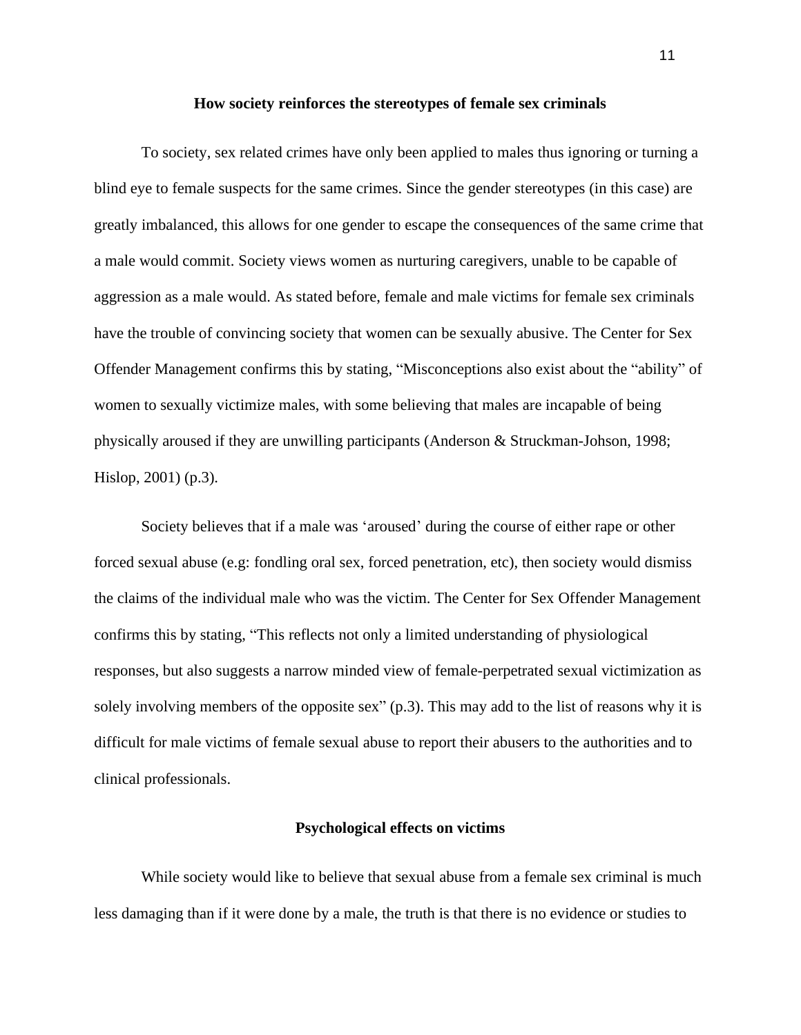## How society reinforces the stereotypes of female sex criminals

To society, sex related crimes have only been applied to males thus ignoring or turning a blind eye to female suspects for the same crimes. Since the gender stereotypes (in this case) are greatly imbalanced, this allows for one gender to escape the consequences of the same crime that a male would commit. Society views women as nurturing caregivers, unable to be capable of aggression as a male would. As stated before, female and male victims for female sex criminals have the trouble of convincing society that women can be sexually abusive. The Center for Sex Offender Management confirms this by stating, "Misconceptions also exist about the "ability" of women to sexually victimize males, with some believing that males are incapable of being physically aroused if they are unwilling participants (Anderson & Struckman-Johson, 1998; Hislop, 2001) (p.3).

Society believes that if a male was 'aroused' during the course of either rape or other forced sexual abuse (e.g: fondling oral sex, forced penetration, etc), then society would dismiss the claims of the individual male who was the victim. The Center for Sex Offender Management confirms this by stating, "This reflects not only a limited understanding of physiological responses, but also suggests a narrow minded view of female-perpetrated sexual victimization as solely involving members of the opposite sex" (p.3). This may add to the list of reasons why it is difficult for male victims of female sexual abuse to report their abusers to the authorities and to clinical professionals.

## Psychological effects on victims

While society would like to believe that sexual abuse from a female sex criminal is much less damaging than if it were done by a male, the truth is that there is no evidence or studies to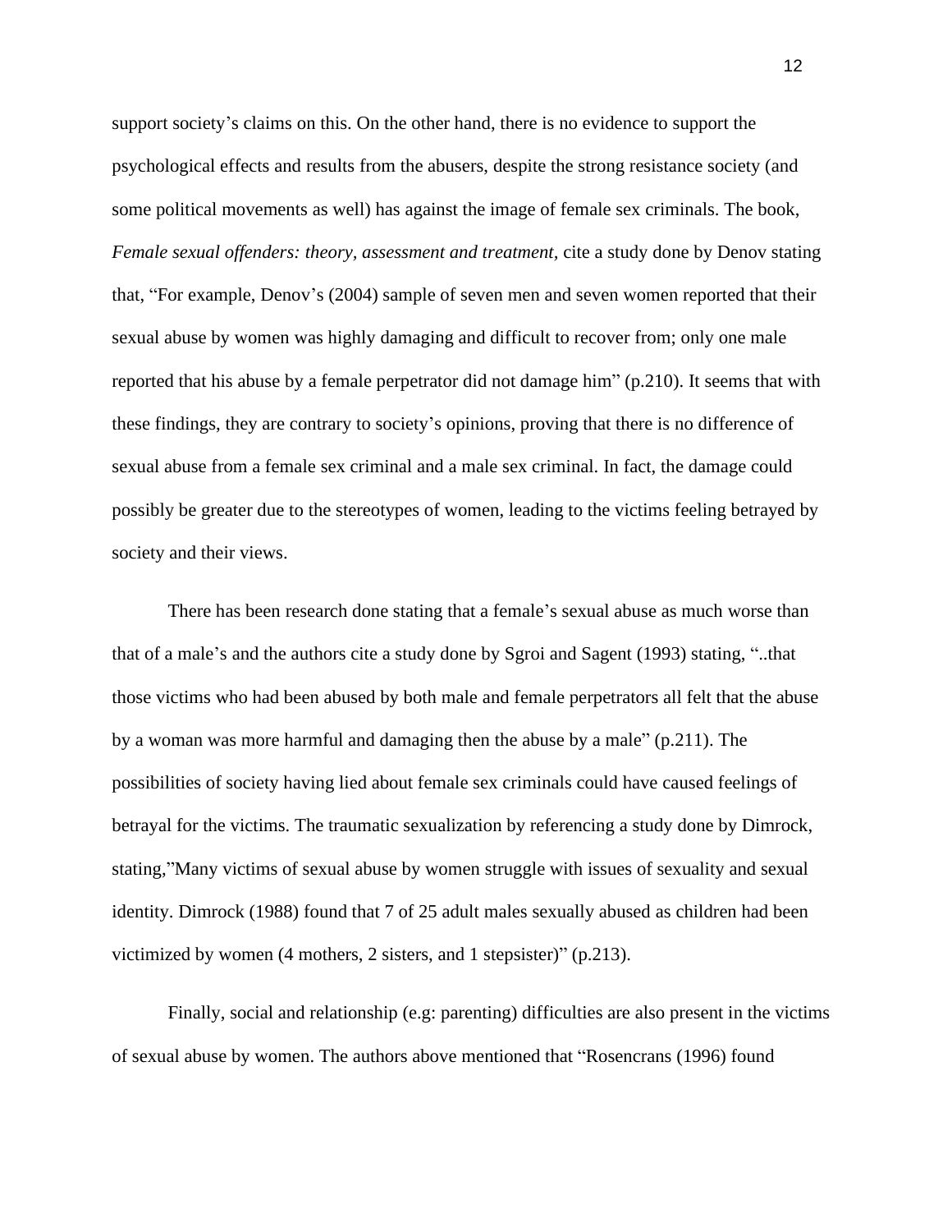support society's claims on this. On the other hand, there is no evidence to support the psychological effects and results from the abusers, despite the strong resistance society (and some political movements as well) has against the image of female sex criminals. The book, *Female sexual offenders: theory, assessment and treatment,* cite a study done by Denov stating that, "For example, Denov's (2004) sample of seven men and seven women reported that their sexual abuse by women was highly damaging and difficult to recover from; only one male reported that his abuse by a female perpetrator did not damage him" (p.210). It seems that with these findings, they are contrary to society's opinions, proving that there is no difference of sexual abuse from a female sex criminal and a male sex criminal. In fact, the damage could possibly be greater due to the stereotypes of women, leading to the victims feeling betrayed by society and their views.

There has been research done stating that a female's sexual abuse as much worse than that of a male's and the authors cite a study done by Sgroi and Sagent (1993) stating, "..that those victims who had been abused by both male and female perpetrators all felt that the abuse by a woman was more harmful and damaging then the abuse by a male" (p.211). The possibilities of society having lied about female sex criminals could have caused feelings of betrayal for the victims. The traumatic sexualization by referencing a study done by Dimrock, stating,"Many victims of sexual abuse by women struggle with issues of sexuality and sexual identity. Dimrock (1988) found that 7 of 25 adult males sexually abused as children had been victimized by women (4 mothers, 2 sisters, and 1 stepsister)" (p.213).

Finally, social and relationship (e.g: parenting) difficulties are also present in the victims of sexual abuse by women. The authors above mentioned that "Rosencrans (1996) found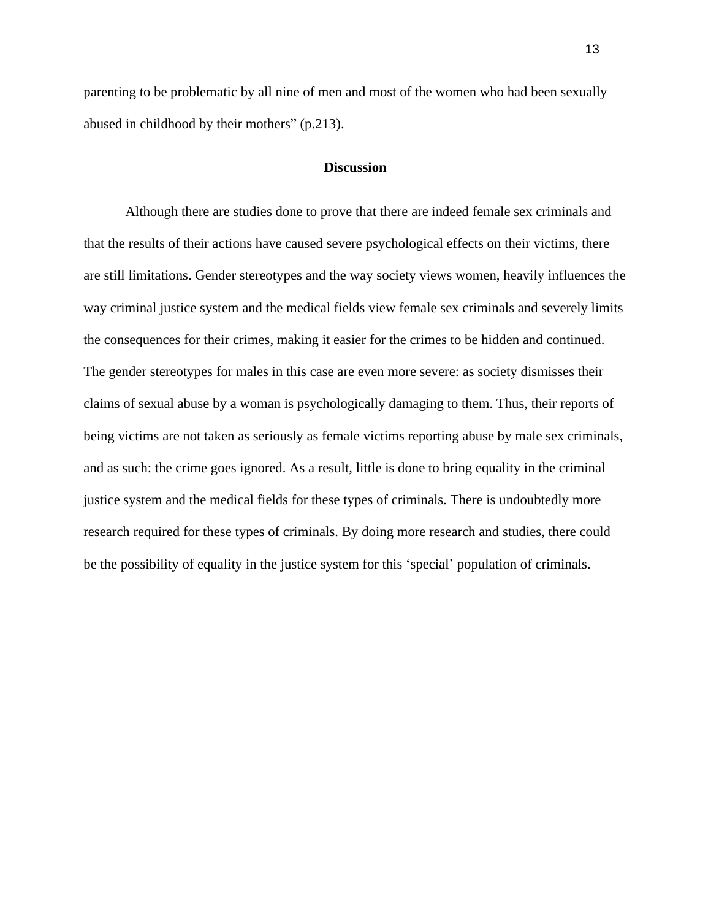parenting to be problematic by all nine of men and most of the women who had been sexually abused in childhood by their mothers" (p.213).

## Discussion

Although there are studies done to prove that there are indeed female sex criminals and that the results of their actions have caused severe psychological effects on their victims, there are still limitations. Gender stereotypes and the way society views women, heavily influences the way criminal justice system and the medical fields view female sex criminals and severely limits the consequences for their crimes, making it easier for the crimes to be hidden and continued. The gender stereotypes for males in this case are even more severe: as society dismisses their claims of sexual abuse by a woman is psychologically damaging to them. Thus, their reports of being victims are not taken as seriously as female victims reporting abuse by male sex criminals, and as such: the crime goes ignored. As a result, little is done to bring equality in the criminal justice system and the medical fields for these types of criminals. There is undoubtedly more research required for these types of criminals. By doing more research and studies, there could be the possibility of equality in the justice system for this 'special' population of criminals.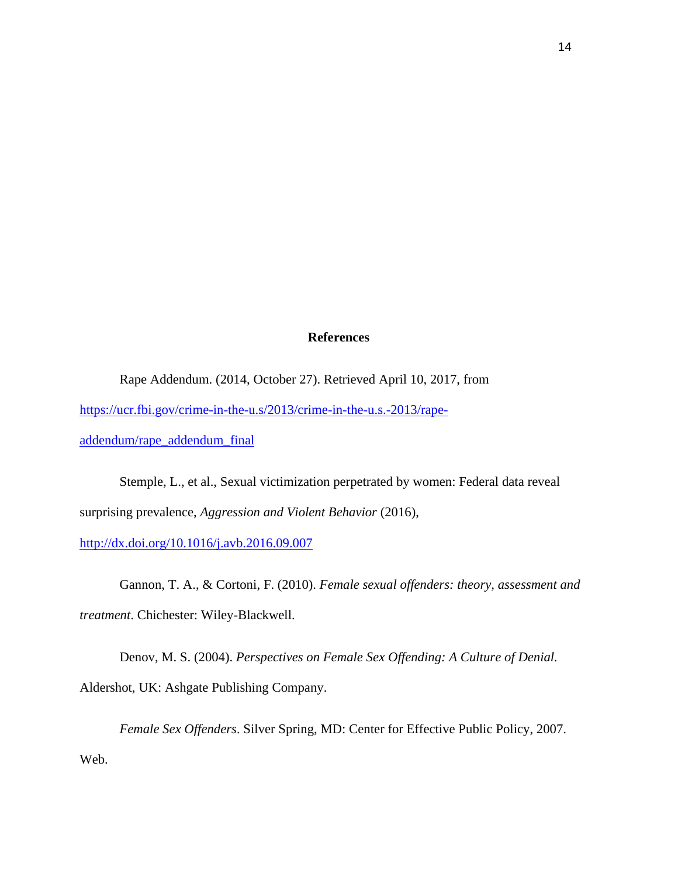# References

Rape Addendum. (2014, October 27). Retrieved April 10, 2017, from https://ucr.fbi.gov/crime-in-the-u.s/2013/crime-in-the-u.s.-2013/rape-addendum/rape_addendum_final

Stemple, L., et al., Sexual victimization perpetrated by women: Federal data reveal surprising prevalence, *Aggression and Violent Behavior* (2016), http://dx.doi.org/10.1016/j.avb.2016.09.007

Gannon, T. A., & Cortoni, F. (2010). *Female sexual offenders: theory, assessment and treatment*. Chichester: Wiley-Blackwell.

Denov, M. S. (2004). *Perspectives on Female Sex Offending: A Culture of Denial*. Aldershot, UK: Ashgate Publishing Company.

*Female Sex Offenders*. Silver Spring, MD: Center for Effective Public Policy, 2007. Web.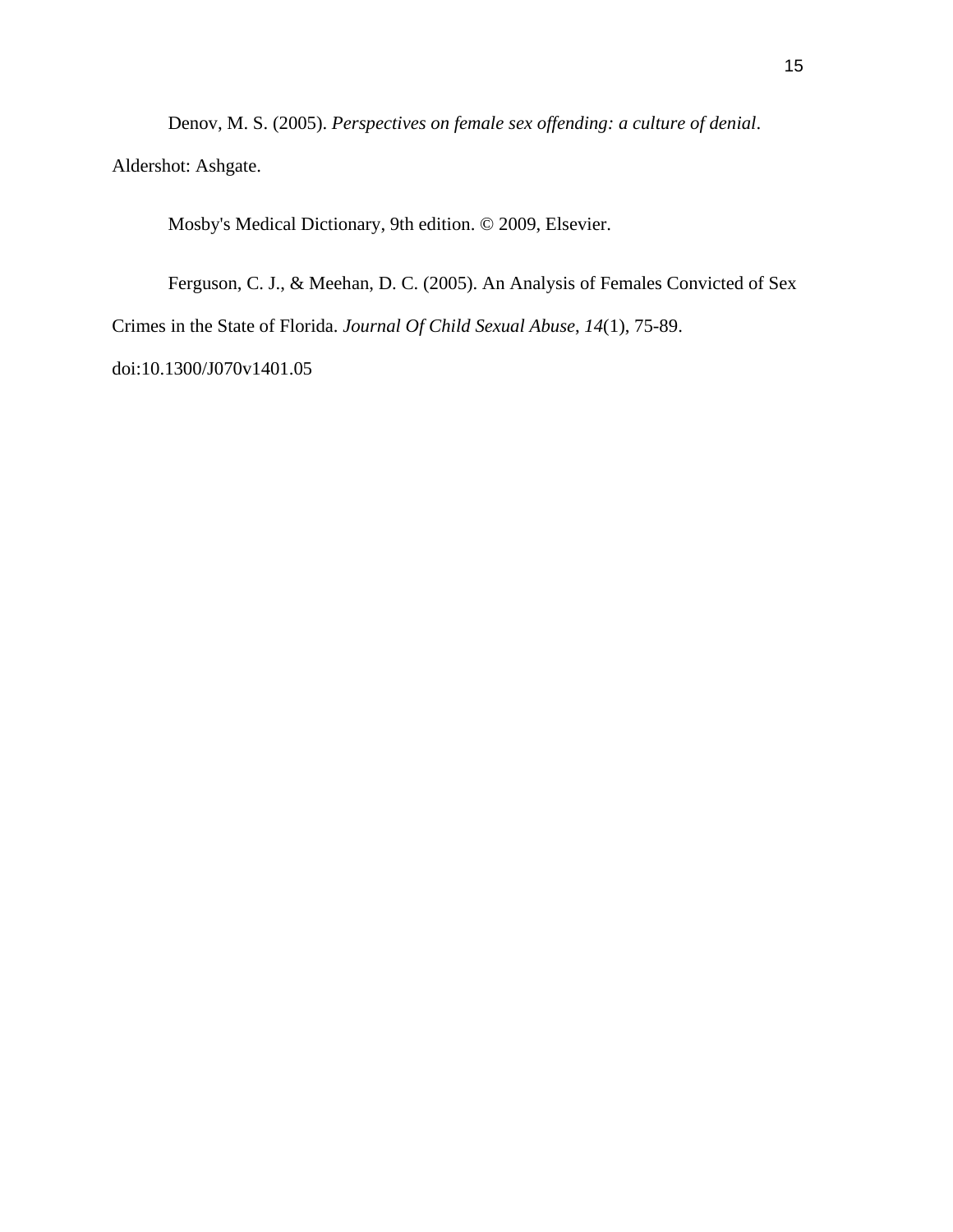Denov, M. S. (2005). *Perspectives on female sex offending: a culture of denial*. Aldershot: Ashgate.

Mosby's Medical Dictionary, 9th edition. © 2009, Elsevier.

Ferguson, C. J., & Meehan, D. C. (2005). An Analysis of Females Convicted of Sex Crimes in the State of Florida. *Journal Of Child Sexual Abuse*, *14*(1), 75-89. doi:10.1300/J070v1401.05